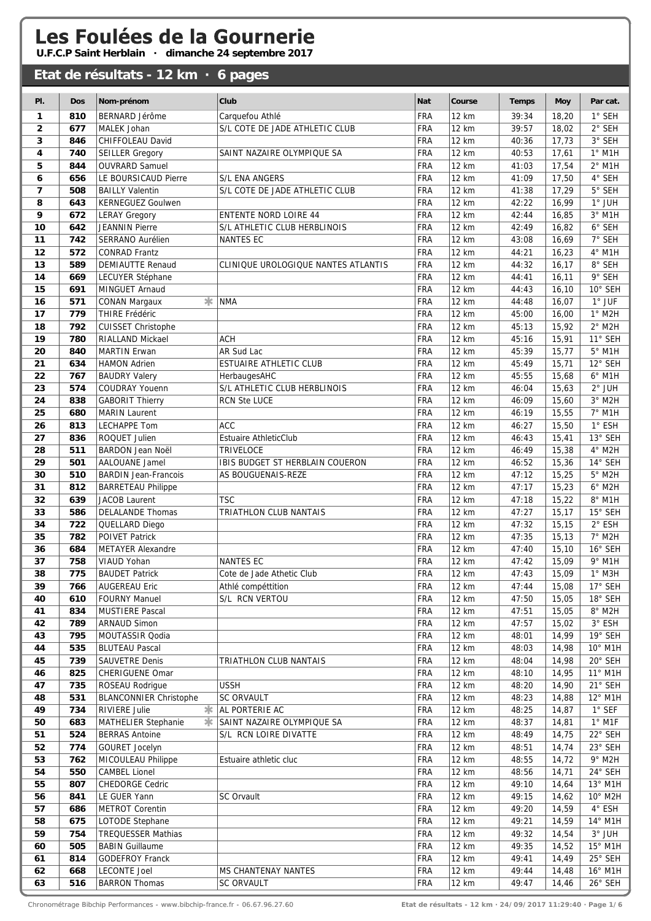# Les Foulées de la Gournerie

**U.F.C.P Saint Herblain · dimanche 24 septembre 2017**

## Etat de résultats - 12 km · 6 pages

| Pl. | Dos | Nom-prénom | Club | Nat | Course | Temps | Moy | Par cat. |
|---|---|---|---|---|---|---|---|---|
| 1 | 810 | BERNARD Jérôme | Carquefou Athlé | FRA | 12 km | 39:34 | 18,20 | 1° SEH |
| 2 | 677 | MALEK Johan | S/L COTE DE JADE ATHLETIC CLUB | FRA | 12 km | 39:57 | 18,02 | 2° SEH |
| 3 | 846 | CHIFFOLEAU David | | FRA | 12 km | 40:36 | 17,73 | 3° SEH |
| 4 | 740 | SEILLER Gregory | SAINT NAZAIRE OLYMPIQUE SA | FRA | 12 km | 40:53 | 17,61 | 1° M1H |
| 5 | 844 | OUVRARD Samuel | | FRA | 12 km | 41:03 | 17,54 | 2° M1H |
| 6 | 656 | LE BOURSICAUD Pierre | S/L ENA ANGERS | FRA | 12 km | 41:09 | 17,50 | 4° SEH |
| 7 | 508 | BAILLY Valentin | S/L COTE DE JADE ATHLETIC CLUB | FRA | 12 km | 41:38 | 17,29 | 5° SEH |
| 8 | 643 | KERNEGUEZ Goulwen | | FRA | 12 km | 42:22 | 16,99 | 1° JUH |
| 9 | 672 | LERAY Gregory | ENTENTE NORD LOIRE 44 | FRA | 12 km | 42:44 | 16,85 | 3° M1H |
| 10 | 642 | JEANNIN Pierre | S/L ATHLETIC CLUB HERBLINOIS | FRA | 12 km | 42:49 | 16,82 | 6° SEH |
| 11 | 742 | SERRANO Aurélien | NANTES EC | FRA | 12 km | 43:08 | 16,69 | 7° SEH |
| 12 | 572 | CONRAD Frantz | | FRA | 12 km | 44:21 | 16,23 | 4° M1H |
| 13 | 589 | DEMIAUTTE Renaud | CLINIQUE UROLOGIQUE NANTES ATLANTIS | FRA | 12 km | 44:32 | 16,17 | 8° SEH |
| 14 | 669 | LECUYER Stéphane | | FRA | 12 km | 44:41 | 16,11 | 9° SEH |
| 15 | 691 | MINGUET Arnaud | | FRA | 12 km | 44:43 | 16,10 | 10° SEH |
| 16 | 571 | CONAN Margaux * | NMA | FRA | 12 km | 44:48 | 16,07 | 1° JUF |
| 17 | 779 | THIRE Frédéric | | FRA | 12 km | 45:00 | 16,00 | 1° M2H |
| 18 | 792 | CUISSET Christophe | | FRA | 12 km | 45:13 | 15,92 | 2° M2H |
| 19 | 780 | RIALLAND Mickael | ACH | FRA | 12 km | 45:16 | 15,91 | 11° SEH |
| 20 | 840 | MARTIN Erwan | AR Sud Lac | FRA | 12 km | 45:39 | 15,77 | 5° M1H |
| 21 | 634 | HAMON Adrien | ESTUAIRE ATHLETIC CLUB | FRA | 12 km | 45:49 | 15,71 | 12° SEH |
| 22 | 767 | BAUDRY Valery | HerbaugesAHC | FRA | 12 km | 45:55 | 15,68 | 6° M1H |
| 23 | 574 | COUDRAY Youenn | S/L ATHLETIC CLUB HERBLINOIS | FRA | 12 km | 46:04 | 15,63 | 2° JUH |
| 24 | 838 | GABORIT Thierry | RCN Ste LUCE | FRA | 12 km | 46:09 | 15,60 | 3° M2H |
| 25 | 680 | MARIN Laurent | | FRA | 12 km | 46:19 | 15,55 | 7° M1H |
| 26 | 813 | LECHAPPE Tom | ACC | FRA | 12 km | 46:27 | 15,50 | 1° ESH |
| 27 | 836 | ROQUET Julien | Estuaire AthleticClub | FRA | 12 km | 46:43 | 15,41 | 13° SEH |
| 28 | 511 | BARDON Jean Noël | TRIVELOCE | FRA | 12 km | 46:49 | 15,38 | 4° M2H |
| 29 | 501 | AALOUANE Jamel | IBIS BUDGET ST HERBLAIN COUERON | FRA | 12 km | 46:52 | 15,36 | 14° SEH |
| 30 | 510 | BARDIN Jean-Francois | AS BOUGUENAIS-REZE | FRA | 12 km | 47:12 | 15,25 | 5° M2H |
| 31 | 812 | BARRETEAU Philippe | | FRA | 12 km | 47:17 | 15,23 | 6° M2H |
| 32 | 639 | JACOB Laurent | TSC | FRA | 12 km | 47:18 | 15,22 | 8° M1H |
| 33 | 586 | DELALANDE Thomas | TRIATHLON CLUB NANTAIS | FRA | 12 km | 47:27 | 15,17 | 15° SEH |
| 34 | 722 | QUELLARD Diego | | FRA | 12 km | 47:32 | 15,15 | 2° ESH |
| 35 | 782 | POIVET Patrick | | FRA | 12 km | 47:35 | 15,13 | 7° M2H |
| 36 | 684 | METAYER Alexandre | | FRA | 12 km | 47:40 | 15,10 | 16° SEH |
| 37 | 758 | VIAUD Yohan | NANTES EC | FRA | 12 km | 47:42 | 15,09 | 9° M1H |
| 38 | 775 | BAUDET Patrick | Cote de Jade Athetic Club | FRA | 12 km | 47:43 | 15,09 | 1° M3H |
| 39 | 766 | AUGEREAU Eric | Athlé compéttition | FRA | 12 km | 47:44 | 15,08 | 17° SEH |
| 40 | 610 | FOURNY Manuel | S/L RCN VERTOU | FRA | 12 km | 47:50 | 15,05 | 18° SEH |
| 41 | 834 | MUSTIERE Pascal | | FRA | 12 km | 47:51 | 15,05 | 8° M2H |
| 42 | 789 | ARNAUD Simon | | FRA | 12 km | 47:57 | 15,02 | 3° ESH |
| 43 | 795 | MOUTASSIR Qodia | | FRA | 12 km | 48:01 | 14,99 | 19° SEH |
| 44 | 535 | BLUTEAU Pascal | | FRA | 12 km | 48:03 | 14,98 | 10° M1H |
| 45 | 739 | SAUVETRE Denis | TRIATHLON CLUB NANTAIS | FRA | 12 km | 48:04 | 14,98 | 20° SEH |
| 46 | 825 | CHERIGUENE Omar | | FRA | 12 km | 48:10 | 14,95 | 11° M1H |
| 47 | 735 | ROSEAU Rodrigue | USSH | FRA | 12 km | 48:20 | 14,90 | 21° SEH |
| 48 | 531 | BLANCONNIER Christophe | SC ORVAULT | FRA | 12 km | 48:23 | 14,88 | 12° M1H |
| 49 | 734 | RIVIERE Julie * | AL PORTERIE AC | FRA | 12 km | 48:25 | 14,87 | 1° SEF |
| 50 | 683 | MATHELIER Stephanie * | SAINT NAZAIRE OLYMPIQUE SA | FRA | 12 km | 48:37 | 14,81 | 1° M1F |
| 51 | 524 | BERRAS Antoine | S/L RCN LOIRE DIVATTE | FRA | 12 km | 48:49 | 14,75 | 22° SEH |
| 52 | 774 | GOURET Jocelyn | | FRA | 12 km | 48:51 | 14,74 | 23° SEH |
| 53 | 762 | MICOULEAU Philippe | Estuaire athletic cluc | FRA | 12 km | 48:55 | 14,72 | 9° M2H |
| 54 | 550 | CAMBEL Lionel | | FRA | 12 km | 48:56 | 14,71 | 24° SEH |
| 55 | 807 | CHEDORGE Cedric | | FRA | 12 km | 49:10 | 14,64 | 13° M1H |
| 56 | 841 | LE GUER Yann | SC Orvault | FRA | 12 km | 49:15 | 14,62 | 10° M2H |
| 57 | 686 | METROT Corentin | | FRA | 12 km | 49:20 | 14,59 | 4° ESH |
| 58 | 675 | LOTODE Stephane | | FRA | 12 km | 49:21 | 14,59 | 14° M1H |
| 59 | 754 | TREQUESSER Mathias | | FRA | 12 km | 49:32 | 14,54 | 3° JUH |
| 60 | 505 | BABIN Guillaume | | FRA | 12 km | 49:35 | 14,52 | 15° M1H |
| 61 | 814 | GODEFROY Franck | | FRA | 12 km | 49:41 | 14,49 | 25° SEH |
| 62 | 668 | LECONTE Joel | MS CHANTENAY NANTES | FRA | 12 km | 49:44 | 14,48 | 16° M1H |
| 63 | 516 | BARRON Thomas | SC ORVAULT | FRA | 12 km | 49:47 | 14,46 | 26° SEH |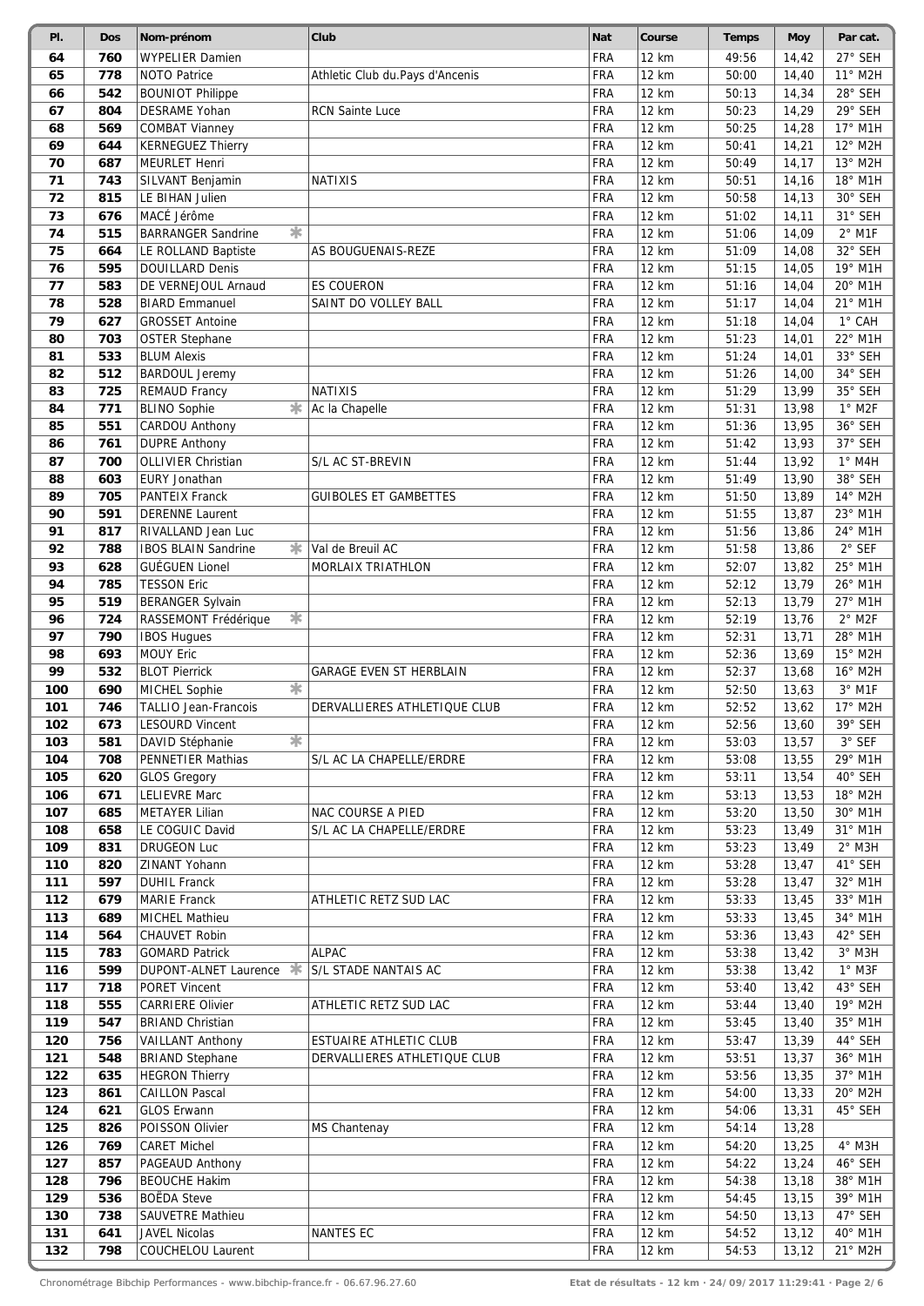| Pl. | Dos | Nom-prénom | Club | Nat | Course | Temps | Moy | Par cat. |
|---|---|---|---|---|---|---|---|---|
| 64 | 760 | WYPELIER Damien | | FRA | 12 km | 49:56 | 14,42 | 27° SEH |
| 65 | 778 | NOTO Patrice | Athletic Club du.Pays d'Ancenis | FRA | 12 km | 50:00 | 14,40 | 11° M2H |
| 66 | 542 | BOUNIOT Philippe | | FRA | 12 km | 50:13 | 14,34 | 28° SEH |
| 67 | 804 | DESRAME Yohan | RCN Sainte Luce | FRA | 12 km | 50:23 | 14,29 | 29° SEH |
| 68 | 569 | COMBAT Vianney | | FRA | 12 km | 50:25 | 14,28 | 17° M1H |
| 69 | 644 | KERNEGUEZ Thierry | | FRA | 12 km | 50:41 | 14,21 | 12° M2H |
| 70 | 687 | MEURLET Henri | | FRA | 12 km | 50:49 | 14,17 | 13° M2H |
| 71 | 743 | SILVANT Benjamin | NATIXIS | FRA | 12 km | 50:51 | 14,16 | 18° M1H |
| 72 | 815 | LE BIHAN Julien | | FRA | 12 km | 50:58 | 14,13 | 30° SEH |
| 73 | 676 | MACÉ Jérôme | | FRA | 12 km | 51:02 | 14,11 | 31° SEH |
| 74 | 515 | BARRANGER Sandrine * | | FRA | 12 km | 51:06 | 14,09 | 2° M1F |
| 75 | 664 | LE ROLLAND Baptiste | AS BOUGUENAIS-REZE | FRA | 12 km | 51:09 | 14,08 | 32° SEH |
| 76 | 595 | DOUILLARD Denis | | FRA | 12 km | 51:15 | 14,05 | 19° M1H |
| 77 | 583 | DE VERNEJOUL Arnaud | ES COUERON | FRA | 12 km | 51:16 | 14,04 | 20° M1H |
| 78 | 528 | BIARD Emmanuel | SAINT DO VOLLEY BALL | FRA | 12 km | 51:17 | 14,04 | 21° M1H |
| 79 | 627 | GROSSET Antoine | | FRA | 12 km | 51:18 | 14,04 | 1° CAH |
| 80 | 703 | OSTER Stephane | | FRA | 12 km | 51:23 | 14,01 | 22° M1H |
| 81 | 533 | BLUM Alexis | | FRA | 12 km | 51:24 | 14,01 | 33° SEH |
| 82 | 512 | BARDOUL Jeremy | | FRA | 12 km | 51:26 | 14,00 | 34° SEH |
| 83 | 725 | REMAUD Francy | NATIXIS | FRA | 12 km | 51:29 | 13,99 | 35° SEH |
| 84 | 771 | BLINO Sophie * | Ac la Chapelle | FRA | 12 km | 51:31 | 13,98 | 1° M2F |
| 85 | 551 | CARDOU Anthony | | FRA | 12 km | 51:36 | 13,95 | 36° SEH |
| 86 | 761 | DUPRE Anthony | | FRA | 12 km | 51:42 | 13,93 | 37° SEH |
| 87 | 700 | OLLIVIER Christian | S/L AC ST-BREVIN | FRA | 12 km | 51:44 | 13,92 | 1° M4H |
| 88 | 603 | EURY Jonathan | | FRA | 12 km | 51:49 | 13,90 | 38° SEH |
| 89 | 705 | PANTEIX Franck | GUIBOLES ET GAMBETTES | FRA | 12 km | 51:50 | 13,89 | 14° M2H |
| 90 | 591 | DERENNE Laurent | | FRA | 12 km | 51:55 | 13,87 | 23° M1H |
| 91 | 817 | RIVALLAND Jean Luc | | FRA | 12 km | 51:56 | 13,86 | 24° M1H |
| 92 | 788 | IBOS BLAIN Sandrine * | Val de Breuil AC | FRA | 12 km | 51:58 | 13,86 | 2° SEF |
| 93 | 628 | GUÉGUEN Lionel | MORLAIX TRIATHLON | FRA | 12 km | 52:07 | 13,82 | 25° M1H |
| 94 | 785 | TESSON Eric | | FRA | 12 km | 52:12 | 13,79 | 26° M1H |
| 95 | 519 | BERANGER Sylvain | | FRA | 12 km | 52:13 | 13,79 | 27° M1H |
| 96 | 724 | RASSEMONT Frédérique * | | FRA | 12 km | 52:19 | 13,76 | 2° M2F |
| 97 | 790 | IBOS Hugues | | FRA | 12 km | 52:31 | 13,71 | 28° M1H |
| 98 | 693 | MOUY Eric | | FRA | 12 km | 52:36 | 13,69 | 15° M2H |
| 99 | 532 | BLOT Pierrick | GARAGE EVEN ST HERBLAIN | FRA | 12 km | 52:37 | 13,68 | 16° M2H |
| 100 | 690 | MICHEL Sophie * | | FRA | 12 km | 52:50 | 13,63 | 3° M1F |
| 101 | 746 | TALLIO Jean-Francois | DERVALLIERES ATHLETIQUE CLUB | FRA | 12 km | 52:52 | 13,62 | 17° M2H |
| 102 | 673 | LESOURD Vincent | | FRA | 12 km | 52:56 | 13,60 | 39° SEH |
| 103 | 581 | DAVID Stéphanie * | | FRA | 12 km | 53:03 | 13,57 | 3° SEF |
| 104 | 708 | PENNETIER Mathias | S/L AC LA CHAPELLE/ERDRE | FRA | 12 km | 53:08 | 13,55 | 29° M1H |
| 105 | 620 | GLOS Gregory | | FRA | 12 km | 53:11 | 13,54 | 40° SEH |
| 106 | 671 | LELIEVRE Marc | | FRA | 12 km | 53:13 | 13,53 | 18° M2H |
| 107 | 685 | METAYER Lilian | NAC COURSE A PIED | FRA | 12 km | 53:20 | 13,50 | 30° M1H |
| 108 | 658 | LE COGUIC David | S/L AC LA CHAPELLE/ERDRE | FRA | 12 km | 53:23 | 13,49 | 31° M1H |
| 109 | 831 | DRUGEON Luc | | FRA | 12 km | 53:23 | 13,49 | 2° M3H |
| 110 | 820 | ZINANT Yohann | | FRA | 12 km | 53:28 | 13,47 | 41° SEH |
| 111 | 597 | DUHIL Franck | | FRA | 12 km | 53:28 | 13,47 | 32° M1H |
| 112 | 679 | MARIE Franck | ATHLETIC RETZ SUD LAC | FRA | 12 km | 53:33 | 13,45 | 33° M1H |
| 113 | 689 | MICHEL Mathieu | | FRA | 12 km | 53:33 | 13,45 | 34° M1H |
| 114 | 564 | CHAUVET Robin | | FRA | 12 km | 53:36 | 13,43 | 42° SEH |
| 115 | 783 | GOMARD Patrick | ALPAC | FRA | 12 km | 53:38 | 13,42 | 3° M3H |
| 116 | 599 | DUPONT-ALNET Laurence * | S/L STADE NANTAIS AC | FRA | 12 km | 53:38 | 13,42 | 1° M3F |
| 117 | 718 | PORET Vincent | | FRA | 12 km | 53:40 | 13,42 | 43° SEH |
| 118 | 555 | CARRIERE Olivier | ATHLETIC RETZ SUD LAC | FRA | 12 km | 53:44 | 13,40 | 19° M2H |
| 119 | 547 | BRIAND Christian | | FRA | 12 km | 53:45 | 13,40 | 35° M1H |
| 120 | 756 | VAILLANT Anthony | ESTUAIRE ATHLETIC CLUB | FRA | 12 km | 53:47 | 13,39 | 44° SEH |
| 121 | 548 | BRIAND Stephane | DERVALLIERES ATHLETIQUE CLUB | FRA | 12 km | 53:51 | 13,37 | 36° M1H |
| 122 | 635 | HEGRON Thierry | | FRA | 12 km | 53:56 | 13,35 | 37° M1H |
| 123 | 861 | CAILLON Pascal | | FRA | 12 km | 54:00 | 13,33 | 20° M2H |
| 124 | 621 | GLOS Erwann | | FRA | 12 km | 54:06 | 13,31 | 45° SEH |
| 125 | 826 | POISSON Olivier | MS Chantenay | FRA | 12 km | 54:14 | 13,28 | |
| 126 | 769 | CARET Michel | | FRA | 12 km | 54:20 | 13,25 | 4° M3H |
| 127 | 857 | PAGEAUD Anthony | | FRA | 12 km | 54:22 | 13,24 | 46° SEH |
| 128 | 796 | BEOUCHE Hakim | | FRA | 12 km | 54:38 | 13,18 | 38° M1H |
| 129 | 536 | BOËDA Steve | | FRA | 12 km | 54:45 | 13,15 | 39° M1H |
| 130 | 738 | SAUVETRE Mathieu | | FRA | 12 km | 54:50 | 13,13 | 47° SEH |
| 131 | 641 | JAVEL Nicolas | NANTES EC | FRA | 12 km | 54:52 | 13,12 | 40° M1H |
| 132 | 798 | COUCHELOU Laurent | | FRA | 12 km | 54:53 | 13,12 | 21° M2H |

Chronométrage Bibchip Performances - www.bibchip-france.fr - 06.67.96.27.60 — Etat de résultats - 12 km · 24/09/2017 11:29:41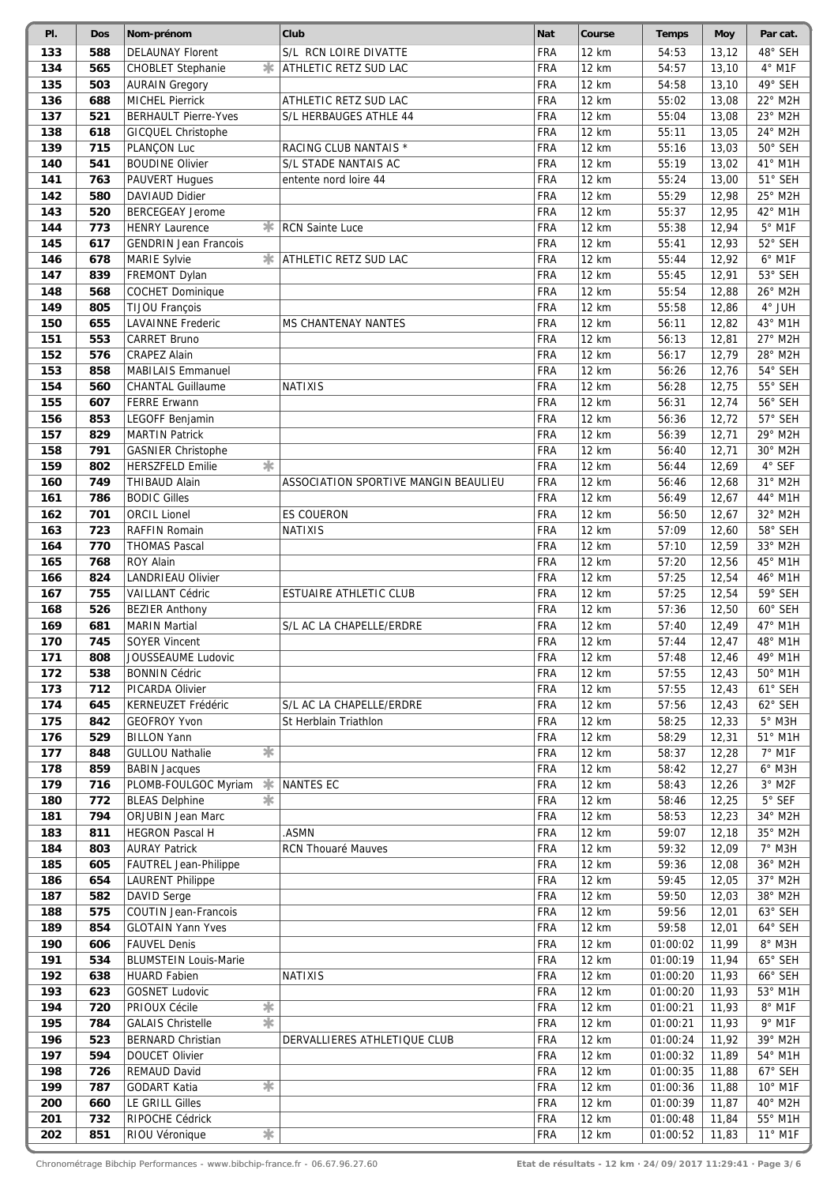| Pl. | Dos | Nom-prénom | Club | Nat | Course | Temps | Moy | Par cat. |
|---|---|---|---|---|---|---|---|---|
| 133 | 588 | DELAUNAY Florent | S/L RCN LOIRE DIVATTE | FRA | 12 km | 54:53 | 13,12 | 48° SEH |
| 134 | 565 | CHOBLET Stephanie * | ATHLETIC RETZ SUD LAC | FRA | 12 km | 54:57 | 13,10 | 4° M1F |
| 135 | 503 | AURAIN Gregory | | FRA | 12 km | 54:58 | 13,10 | 49° SEH |
| 136 | 688 | MICHEL Pierrick | ATHLETIC RETZ SUD LAC | FRA | 12 km | 55:02 | 13,08 | 22° M2H |
| 137 | 521 | BERHAULT Pierre-Yves | S/L HERBAUGES ATHLE 44 | FRA | 12 km | 55:04 | 13,08 | 23° M2H |
| 138 | 618 | GICQUEL Christophe | | FRA | 12 km | 55:11 | 13,05 | 24° M2H |
| 139 | 715 | PLANÇON Luc | RACING CLUB NANTAIS * | FRA | 12 km | 55:16 | 13,03 | 50° SEH |
| 140 | 541 | BOUDINE Olivier | S/L STADE NANTAIS AC | FRA | 12 km | 55:19 | 13,02 | 41° M1H |
| 141 | 763 | PAUVERT Hugues | entente nord loire 44 | FRA | 12 km | 55:24 | 13,00 | 51° SEH |
| 142 | 580 | DAVIAUD Didier | | FRA | 12 km | 55:29 | 12,98 | 25° M2H |
| 143 | 520 | BERCEGEAY Jerome | | FRA | 12 km | 55:37 | 12,95 | 42° M1H |
| 144 | 773 | HENRY Laurence * | RCN Sainte Luce | FRA | 12 km | 55:38 | 12,94 | 5° M1F |
| 145 | 617 | GENDRIN Jean Francois | | FRA | 12 km | 55:41 | 12,93 | 52° SEH |
| 146 | 678 | MARIE Sylvie * | ATHLETIC RETZ SUD LAC | FRA | 12 km | 55:44 | 12,92 | 6° M1F |
| 147 | 839 | FREMONT Dylan | | FRA | 12 km | 55:45 | 12,91 | 53° SEH |
| 148 | 568 | COCHET Dominique | | FRA | 12 km | 55:54 | 12,88 | 26° M2H |
| 149 | 805 | TIJOU François | | FRA | 12 km | 55:58 | 12,86 | 4° JUH |
| 150 | 655 | LAVAINNE Frederic | MS CHANTENAY NANTES | FRA | 12 km | 56:11 | 12,82 | 43° M1H |
| 151 | 553 | CARRET Bruno | | FRA | 12 km | 56:13 | 12,81 | 27° M2H |
| 152 | 576 | CRAPEZ Alain | | FRA | 12 km | 56:17 | 12,79 | 28° M2H |
| 153 | 858 | MABILAIS Emmanuel | | FRA | 12 km | 56:26 | 12,76 | 54° SEH |
| 154 | 560 | CHANTAL Guillaume | NATIXIS | FRA | 12 km | 56:28 | 12,75 | 55° SEH |
| 155 | 607 | FERRE Erwann | | FRA | 12 km | 56:31 | 12,74 | 56° SEH |
| 156 | 853 | LEGOFF Benjamin | | FRA | 12 km | 56:36 | 12,72 | 57° SEH |
| 157 | 829 | MARTIN Patrick | | FRA | 12 km | 56:39 | 12,71 | 29° M2H |
| 158 | 791 | GASNIER Christophe | | FRA | 12 km | 56:40 | 12,71 | 30° M2H |
| 159 | 802 | HERSZFELD Emilie * | | FRA | 12 km | 56:44 | 12,69 | 4° SEF |
| 160 | 749 | THIBAUD Alain | ASSOCIATION SPORTIVE MANGIN BEAULIEU | FRA | 12 km | 56:46 | 12,68 | 31° M2H |
| 161 | 786 | BODIC Gilles | | FRA | 12 km | 56:49 | 12,67 | 44° M1H |
| 162 | 701 | ORCIL Lionel | ES COUERON | FRA | 12 km | 56:50 | 12,67 | 32° M2H |
| 163 | 723 | RAFFIN Romain | NATIXIS | FRA | 12 km | 57:09 | 12,60 | 58° SEH |
| 164 | 770 | THOMAS Pascal | | FRA | 12 km | 57:10 | 12,59 | 33° M2H |
| 165 | 768 | ROY Alain | | FRA | 12 km | 57:20 | 12,56 | 45° M1H |
| 166 | 824 | LANDRIEAU Olivier | | FRA | 12 km | 57:25 | 12,54 | 46° M1H |
| 167 | 755 | VAILLANT Cédric | ESTUAIRE ATHLETIC CLUB | FRA | 12 km | 57:25 | 12,54 | 59° SEH |
| 168 | 526 | BEZIER Anthony | | FRA | 12 km | 57:36 | 12,50 | 60° SEH |
| 169 | 681 | MARIN Martial | S/L AC LA CHAPELLE/ERDRE | FRA | 12 km | 57:40 | 12,49 | 47° M1H |
| 170 | 745 | SOYER Vincent | | FRA | 12 km | 57:44 | 12,47 | 48° M1H |
| 171 | 808 | JOUSSEAUME Ludovic | | FRA | 12 km | 57:48 | 12,46 | 49° M1H |
| 172 | 538 | BONNIN Cédric | | FRA | 12 km | 57:55 | 12,43 | 50° M1H |
| 173 | 712 | PICARDA Olivier | | FRA | 12 km | 57:55 | 12,43 | 61° SEH |
| 174 | 645 | KERNEUZET Frédéric | S/L AC LA CHAPELLE/ERDRE | FRA | 12 km | 57:56 | 12,43 | 62° SEH |
| 175 | 842 | GEOFROY Yvon | St Herblain Triathlon | FRA | 12 km | 58:25 | 12,33 | 5° M3H |
| 176 | 529 | BILLON Yann | | FRA | 12 km | 58:29 | 12,31 | 51° M1H |
| 177 | 848 | GULLOU Nathalie * | | FRA | 12 km | 58:37 | 12,28 | 7° M1F |
| 178 | 859 | BABIN Jacques | | FRA | 12 km | 58:42 | 12,27 | 6° M3H |
| 179 | 716 | PLOMB-FOULGOC Myriam * | NANTES EC | FRA | 12 km | 58:43 | 12,26 | 3° M2F |
| 180 | 772 | BLEAS Delphine * | | FRA | 12 km | 58:46 | 12,25 | 5° SEF |
| 181 | 794 | ORJUBIN Jean Marc | | FRA | 12 km | 58:53 | 12,23 | 34° M2H |
| 183 | 811 | HEGRON Pascal H | .ASMN | FRA | 12 km | 59:07 | 12,18 | 35° M2H |
| 184 | 803 | AURAY Patrick | RCN Thouaré Mauves | FRA | 12 km | 59:32 | 12,09 | 7° M3H |
| 185 | 605 | FAUTREL Jean-Philippe | | FRA | 12 km | 59:36 | 12,08 | 36° M2H |
| 186 | 654 | LAURENT Philippe | | FRA | 12 km | 59:45 | 12,05 | 37° M2H |
| 187 | 582 | DAVID Serge | | FRA | 12 km | 59:50 | 12,03 | 38° M2H |
| 188 | 575 | COUTIN Jean-Francois | | FRA | 12 km | 59:56 | 12,01 | 63° SEH |
| 189 | 854 | GLOTAIN Yann Yves | | FRA | 12 km | 59:58 | 12,01 | 64° SEH |
| 190 | 606 | FAUVEL Denis | | FRA | 12 km | 01:00:02 | 11,99 | 8° M3H |
| 191 | 534 | BLUMSTEIN Louis-Marie | | FRA | 12 km | 01:00:19 | 11,94 | 65° SEH |
| 192 | 638 | HUARD Fabien | NATIXIS | FRA | 12 km | 01:00:20 | 11,93 | 66° SEH |
| 193 | 623 | GOSNET Ludovic | | FRA | 12 km | 01:00:20 | 11,93 | 53° M1H |
| 194 | 720 | PRIOUX Cécile * | | FRA | 12 km | 01:00:21 | 11,93 | 8° M1F |
| 195 | 784 | GALAIS Christelle * | | FRA | 12 km | 01:00:21 | 11,93 | 9° M1F |
| 196 | 523 | BERNARD Christian | DERVALLIERES ATHLETIQUE CLUB | FRA | 12 km | 01:00:24 | 11,92 | 39° M2H |
| 197 | 594 | DOUCET Olivier | | FRA | 12 km | 01:00:32 | 11,89 | 54° M1H |
| 198 | 726 | REMAUD David | | FRA | 12 km | 01:00:35 | 11,88 | 67° SEH |
| 199 | 787 | GODART Katia * | | FRA | 12 km | 01:00:36 | 11,88 | 10° M1F |
| 200 | 660 | LE GRILL Gilles | | FRA | 12 km | 01:00:39 | 11,87 | 40° M2H |
| 201 | 732 | RIPOCHE Cédrick | | FRA | 12 km | 01:00:48 | 11,84 | 55° M1H |
| 202 | 851 | RIOU Véronique * | | FRA | 12 km | 01:00:52 | 11,83 | 11° M1F |

Chronométrage Bibchip Performances - www.bibchip-france.fr - 06.67.96.27.60 Etat de résultats - 12 km · 24/09/2017 11:29:41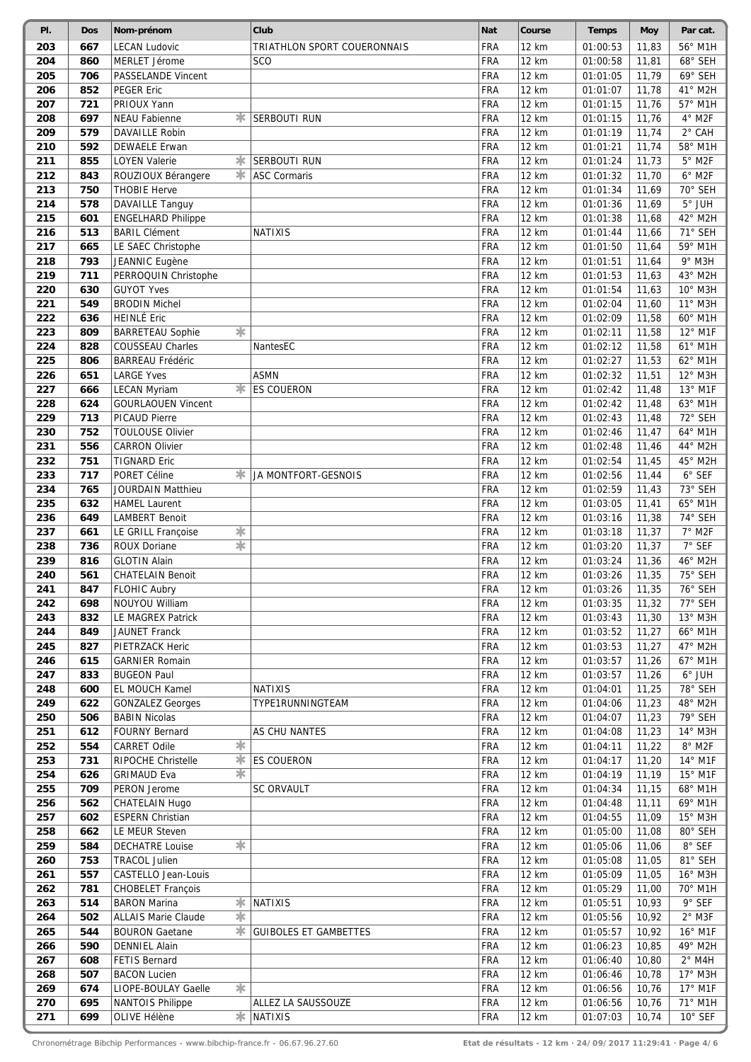| Pl. | Dos | Nom-prénom | | Club | Nat | Course | Temps | Moy | Par cat. |
|---|---|---|---|---|---|---|---|---|---|
| 203 | 667 | LECAN Ludovic | | TRIATHLON SPORT COUERONNAIS | FRA | 12 km | 01:00:53 | 11,83 | 56° M1H |
| 204 | 860 | MERLET Jérome | | SCO | FRA | 12 km | 01:00:58 | 11,81 | 68° SEH |
| 205 | 706 | PASSELANDE Vincent | | | FRA | 12 km | 01:01:05 | 11,79 | 69° SEH |
| 206 | 852 | PEGER Eric | | | FRA | 12 km | 01:01:07 | 11,78 | 41° M2H |
| 207 | 721 | PRIOUX Yann | | | FRA | 12 km | 01:01:15 | 11,76 | 57° M1H |
| 208 | 697 | NEAU Fabienne | * | SERBOUTI RUN | FRA | 12 km | 01:01:15 | 11,76 | 4° M2F |
| 209 | 579 | DAVAILLE Robin | | | FRA | 12 km | 01:01:19 | 11,74 | 2° CAH |
| 210 | 592 | DEWAELE Erwan | | | FRA | 12 km | 01:01:21 | 11,74 | 58° M1H |
| 211 | 855 | LOYEN Valerie | * | SERBOUTI RUN | FRA | 12 km | 01:01:24 | 11,73 | 5° M2F |
| 212 | 843 | ROUZIOUX Bérangere | * | ASC Cormaris | FRA | 12 km | 01:01:32 | 11,70 | 6° M2F |
| 213 | 750 | THOBIE Herve | | | FRA | 12 km | 01:01:34 | 11,69 | 70° SEH |
| 214 | 578 | DAVAILLE Tanguy | | | FRA | 12 km | 01:01:36 | 11,69 | 5° JUH |
| 215 | 601 | ENGELHARD Philippe | | | FRA | 12 km | 01:01:38 | 11,68 | 42° M2H |
| 216 | 513 | BARIL Clément | | NATIXIS | FRA | 12 km | 01:01:44 | 11,66 | 71° SEH |
| 217 | 665 | LE SAEC Christophe | | | FRA | 12 km | 01:01:50 | 11,64 | 59° M1H |
| 218 | 793 | JEANNIC Eugène | | | FRA | 12 km | 01:01:51 | 11,64 | 9° M3H |
| 219 | 711 | PERROQUIN Christophe | | | FRA | 12 km | 01:01:53 | 11,63 | 43° M2H |
| 220 | 630 | GUYOT Yves | | | FRA | 12 km | 01:01:54 | 11,63 | 10° M3H |
| 221 | 549 | BRODIN Michel | | | FRA | 12 km | 01:02:04 | 11,60 | 11° M3H |
| 222 | 636 | HEINLÉ Eric | | | FRA | 12 km | 01:02:09 | 11,58 | 60° M1H |
| 223 | 809 | BARRETEAU Sophie | * | | FRA | 12 km | 01:02:11 | 11,58 | 12° M1F |
| 224 | 828 | COUSSEAU Charles | | NantesEC | FRA | 12 km | 01:02:12 | 11,58 | 61° M1H |
| 225 | 806 | BARREAU Frédéric | | | FRA | 12 km | 01:02:27 | 11,53 | 62° M1H |
| 226 | 651 | LARGE Yves | | ASMN | FRA | 12 km | 01:02:32 | 11,51 | 12° M3H |
| 227 | 666 | LECAN Myriam | * | ES COUERON | FRA | 12 km | 01:02:42 | 11,48 | 13° M1F |
| 228 | 624 | GOURLAOUEN Vincent | | | FRA | 12 km | 01:02:42 | 11,48 | 63° M1H |
| 229 | 713 | PICAUD Pierre | | | FRA | 12 km | 01:02:43 | 11,48 | 72° SEH |
| 230 | 752 | TOULOUSE Olivier | | | FRA | 12 km | 01:02:46 | 11,47 | 64° M1H |
| 231 | 556 | CARRON Olivier | | | FRA | 12 km | 01:02:48 | 11,46 | 44° M2H |
| 232 | 751 | TIGNARD Eric | | | FRA | 12 km | 01:02:54 | 11,45 | 45° M2H |
| 233 | 717 | PORET Céline | * | JA MONTFORT-GESNOIS | FRA | 12 km | 01:02:56 | 11,44 | 6° SEF |
| 234 | 765 | JOURDAIN Matthieu | | | FRA | 12 km | 01:02:59 | 11,43 | 73° SEH |
| 235 | 632 | HAMEL Laurent | | | FRA | 12 km | 01:03:05 | 11,41 | 65° M1H |
| 236 | 649 | LAMBERT Benoit | | | FRA | 12 km | 01:03:16 | 11,38 | 74° SEH |
| 237 | 661 | LE GRILL Françoise | * | | FRA | 12 km | 01:03:18 | 11,37 | 7° M2F |
| 238 | 736 | ROUX Doriane | * | | FRA | 12 km | 01:03:20 | 11,37 | 7° SEF |
| 239 | 816 | GLOTIN Alain | | | FRA | 12 km | 01:03:24 | 11,36 | 46° M2H |
| 240 | 561 | CHATELAIN Benoit | | | FRA | 12 km | 01:03:26 | 11,35 | 75° SEH |
| 241 | 847 | FLOHIC Aubry | | | FRA | 12 km | 01:03:26 | 11,35 | 76° SEH |
| 242 | 698 | NOUYOU William | | | FRA | 12 km | 01:03:35 | 11,32 | 77° SEH |
| 243 | 832 | LE MAGREX Patrick | | | FRA | 12 km | 01:03:43 | 11,30 | 13° M3H |
| 244 | 849 | JAUNET Franck | | | FRA | 12 km | 01:03:52 | 11,27 | 66° M1H |
| 245 | 827 | PIETRZACK Heric | | | FRA | 12 km | 01:03:53 | 11,27 | 47° M2H |
| 246 | 615 | GARNIER Romain | | | FRA | 12 km | 01:03:57 | 11,26 | 67° M1H |
| 247 | 833 | BUGEON Paul | | | FRA | 12 km | 01:03:57 | 11,26 | 6° JUH |
| 248 | 600 | EL MOUCH Kamel | | NATIXIS | FRA | 12 km | 01:04:01 | 11,25 | 78° SEH |
| 249 | 622 | GONZALEZ Georges | | TYPE1RUNNINGTEAM | FRA | 12 km | 01:04:06 | 11,23 | 48° M2H |
| 250 | 506 | BABIN Nicolas | | | FRA | 12 km | 01:04:07 | 11,23 | 79° SEH |
| 251 | 612 | FOURNY Bernard | | AS CHU NANTES | FRA | 12 km | 01:04:08 | 11,23 | 14° M3H |
| 252 | 554 | CARRET Odile | * | | FRA | 12 km | 01:04:11 | 11,22 | 8° M2F |
| 253 | 731 | RIPOCHE Christelle | * | ES COUERON | FRA | 12 km | 01:04:17 | 11,20 | 14° M1F |
| 254 | 626 | GRIMAUD Eva | * | | FRA | 12 km | 01:04:19 | 11,19 | 15° M1F |
| 255 | 709 | PERON Jerome | | SC ORVAULT | FRA | 12 km | 01:04:34 | 11,15 | 68° M1H |
| 256 | 562 | CHATELAIN Hugo | | | FRA | 12 km | 01:04:48 | 11,11 | 69° M1H |
| 257 | 602 | ESPERN Christian | | | FRA | 12 km | 01:04:55 | 11,09 | 15° M3H |
| 258 | 662 | LE MEUR Steven | | | FRA | 12 km | 01:05:00 | 11,08 | 80° SEH |
| 259 | 584 | DECHATRE Louise | * | | FRA | 12 km | 01:05:06 | 11,06 | 8° SEF |
| 260 | 753 | TRACOL Julien | | | FRA | 12 km | 01:05:08 | 11,05 | 81° SEH |
| 261 | 557 | CASTELLO Jean-Louis | | | FRA | 12 km | 01:05:09 | 11,05 | 16° M3H |
| 262 | 781 | CHOBELET François | | | FRA | 12 km | 01:05:29 | 11,00 | 70° M1H |
| 263 | 514 | BARON Marina | * | NATIXIS | FRA | 12 km | 01:05:51 | 10,93 | 9° SEF |
| 264 | 502 | ALLAIS Marie Claude | * | | FRA | 12 km | 01:05:56 | 10,92 | 2° M3F |
| 265 | 544 | BOURON Gaetane | * | GUIBOLES ET GAMBETTES | FRA | 12 km | 01:05:57 | 10,92 | 16° M1F |
| 266 | 590 | DENNIEL Alain | | | FRA | 12 km | 01:06:23 | 10,85 | 49° M2H |
| 267 | 608 | FETIS Bernard | | | FRA | 12 km | 01:06:40 | 10,80 | 2° M4H |
| 268 | 507 | BACON Lucien | | | FRA | 12 km | 01:06:46 | 10,78 | 17° M3H |
| 269 | 674 | LIOPE-BOULAY Gaelle | * | | FRA | 12 km | 01:06:56 | 10,76 | 17° M1F |
| 270 | 695 | NANTOIS Philippe | | ALLEZ LA SAUSSOUZE | FRA | 12 km | 01:06:56 | 10,76 | 71° M1H |
| 271 | 699 | OLIVE Hélène | * | NATIXIS | FRA | 12 km | 01:07:03 | 10,74 | 10° SEF |

Chronométrage Bibchip Performances - www.bibchip-france.fr - 06.67.96.27.60 — Etat de résultats - 12 km · 24/09/2017 11:29:41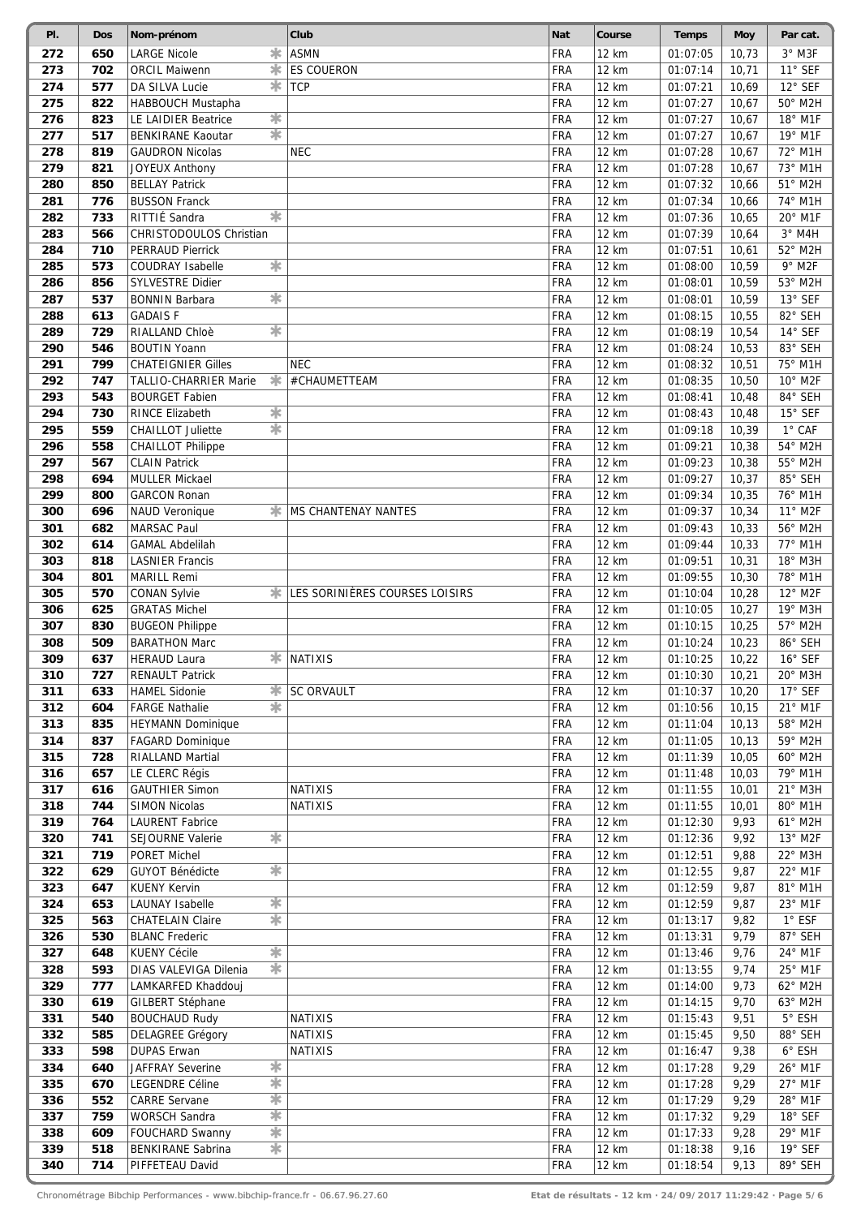| Pl. | Dos | Nom-prénom | | Club | Nat | Course | Temps | Moy | Par cat. |
|---|---|---|---|---|---|---|---|---|---|
| 272 | 650 | LARGE Nicole | * | ASMN | FRA | 12 km | 01:07:05 | 10,73 | 3° M3F |
| 273 | 702 | ORCIL Maiwenn | * | ES COUERON | FRA | 12 km | 01:07:14 | 10,71 | 11° SEF |
| 274 | 577 | DA SILVA Lucie | * | TCP | FRA | 12 km | 01:07:21 | 10,69 | 12° SEF |
| 275 | 822 | HABBOUCH Mustapha | | | FRA | 12 km | 01:07:27 | 10,67 | 50° M2H |
| 276 | 823 | LE LAIDIER Beatrice | * | | FRA | 12 km | 01:07:27 | 10,67 | 18° M1F |
| 277 | 517 | BENKIRANE Kaoutar | * | | FRA | 12 km | 01:07:27 | 10,67 | 19° M1F |
| 278 | 819 | GAUDRON Nicolas | | NEC | FRA | 12 km | 01:07:28 | 10,67 | 72° M1H |
| 279 | 821 | JOYEUX Anthony | | | FRA | 12 km | 01:07:28 | 10,67 | 73° M1H |
| 280 | 850 | BELLAY Patrick | | | FRA | 12 km | 01:07:32 | 10,66 | 51° M2H |
| 281 | 776 | BUSSON Franck | | | FRA | 12 km | 01:07:34 | 10,66 | 74° M1H |
| 282 | 733 | RITTIÉ Sandra | * | | FRA | 12 km | 01:07:36 | 10,65 | 20° M1F |
| 283 | 566 | CHRISTODOULOS Christian | | | FRA | 12 km | 01:07:39 | 10,64 | 3° M4H |
| 284 | 710 | PERRAUD Pierrick | | | FRA | 12 km | 01:07:51 | 10,61 | 52° M2H |
| 285 | 573 | COUDRAY Isabelle | * | | FRA | 12 km | 01:08:00 | 10,59 | 9° M2F |
| 286 | 856 | SYLVESTRE Didier | | | FRA | 12 km | 01:08:01 | 10,59 | 53° M2H |
| 287 | 537 | BONNIN Barbara | * | | FRA | 12 km | 01:08:01 | 10,59 | 13° SEF |
| 288 | 613 | GADAIS F | | | FRA | 12 km | 01:08:15 | 10,55 | 82° SEH |
| 289 | 729 | RIALLAND Chloè | * | | FRA | 12 km | 01:08:19 | 10,54 | 14° SEF |
| 290 | 546 | BOUTIN Yoann | | | FRA | 12 km | 01:08:24 | 10,53 | 83° SEH |
| 291 | 799 | CHATEIGNIER Gilles | | NEC | FRA | 12 km | 01:08:32 | 10,51 | 75° M1H |
| 292 | 747 | TALLIO-CHARRIER Marie | * | #CHAUMETTEAM | FRA | 12 km | 01:08:35 | 10,50 | 10° M2F |
| 293 | 543 | BOURGET Fabien | | | FRA | 12 km | 01:08:41 | 10,48 | 84° SEH |
| 294 | 730 | RINCE Elizabeth | * | | FRA | 12 km | 01:08:43 | 10,48 | 15° SEF |
| 295 | 559 | CHAILLOT Juliette | * | | FRA | 12 km | 01:09:18 | 10,39 | 1° CAF |
| 296 | 558 | CHAILLOT Philippe | | | FRA | 12 km | 01:09:21 | 10,38 | 54° M2H |
| 297 | 567 | CLAIN Patrick | | | FRA | 12 km | 01:09:23 | 10,38 | 55° M2H |
| 298 | 694 | MULLER Mickael | | | FRA | 12 km | 01:09:27 | 10,37 | 85° SEH |
| 299 | 800 | GARCON Ronan | | | FRA | 12 km | 01:09:34 | 10,35 | 76° M1H |
| 300 | 696 | NAUD Veronique | * | MS CHANTENAY NANTES | FRA | 12 km | 01:09:37 | 10,34 | 11° M2F |
| 301 | 682 | MARSAC Paul | | | FRA | 12 km | 01:09:43 | 10,33 | 56° M2H |
| 302 | 614 | GAMAL Abdelilah | | | FRA | 12 km | 01:09:44 | 10,33 | 77° M1H |
| 303 | 818 | LASNIER Francis | | | FRA | 12 km | 01:09:51 | 10,31 | 18° M3H |
| 304 | 801 | MARILL Remi | | | FRA | 12 km | 01:09:55 | 10,30 | 78° M1H |
| 305 | 570 | CONAN Sylvie | * | LES SORINIÈRES COURSES LOISIRS | FRA | 12 km | 01:10:04 | 10,28 | 12° M2F |
| 306 | 625 | GRATAS Michel | | | FRA | 12 km | 01:10:05 | 10,27 | 19° M3H |
| 307 | 830 | BUGEON Philippe | | | FRA | 12 km | 01:10:15 | 10,25 | 57° M2H |
| 308 | 509 | BARATHON Marc | | | FRA | 12 km | 01:10:24 | 10,23 | 86° SEH |
| 309 | 637 | HERAUD Laura | * | NATIXIS | FRA | 12 km | 01:10:25 | 10,22 | 16° SEF |
| 310 | 727 | RENAULT Patrick | | | FRA | 12 km | 01:10:30 | 10,21 | 20° M3H |
| 311 | 633 | HAMEL Sidonie | * | SC ORVAULT | FRA | 12 km | 01:10:37 | 10,20 | 17° SEF |
| 312 | 604 | FARGE Nathalie | * | | FRA | 12 km | 01:10:56 | 10,15 | 21° M1F |
| 313 | 835 | HEYMANN Dominique | | | FRA | 12 km | 01:11:04 | 10,13 | 58° M2H |
| 314 | 837 | FAGARD Dominique | | | FRA | 12 km | 01:11:05 | 10,13 | 59° M2H |
| 315 | 728 | RIALLAND Martial | | | FRA | 12 km | 01:11:39 | 10,05 | 60° M2H |
| 316 | 657 | LE CLERC Régis | | | FRA | 12 km | 01:11:48 | 10,03 | 79° M1H |
| 317 | 616 | GAUTHIER Simon | | NATIXIS | FRA | 12 km | 01:11:55 | 10,01 | 21° M3H |
| 318 | 744 | SIMON Nicolas | | NATIXIS | FRA | 12 km | 01:11:55 | 10,01 | 80° M1H |
| 319 | 764 | LAURENT Fabrice | | | FRA | 12 km | 01:12:30 | 9,93 | 61° M2H |
| 320 | 741 | SEJOURNE Valerie | * | | FRA | 12 km | 01:12:36 | 9,92 | 13° M2F |
| 321 | 719 | PORET Michel | | | FRA | 12 km | 01:12:51 | 9,88 | 22° M3H |
| 322 | 629 | GUYOT Bénédicte | * | | FRA | 12 km | 01:12:55 | 9,87 | 22° M1F |
| 323 | 647 | KUENY Kervin | | | FRA | 12 km | 01:12:59 | 9,87 | 81° M1H |
| 324 | 653 | LAUNAY Isabelle | * | | FRA | 12 km | 01:12:59 | 9,87 | 23° M1F |
| 325 | 563 | CHATELAIN Claire | * | | FRA | 12 km | 01:13:17 | 9,82 | 1° ESF |
| 326 | 530 | BLANC Frederic | | | FRA | 12 km | 01:13:31 | 9,79 | 87° SEH |
| 327 | 648 | KUENY Cécile | * | | FRA | 12 km | 01:13:46 | 9,76 | 24° M1F |
| 328 | 593 | DIAS VALEVIGA Dilenia | * | | FRA | 12 km | 01:13:55 | 9,74 | 25° M1F |
| 329 | 777 | LAMKARFED Khaddouj | | | FRA | 12 km | 01:14:00 | 9,73 | 62° M2H |
| 330 | 619 | GILBERT Stéphane | | | FRA | 12 km | 01:14:15 | 9,70 | 63° M2H |
| 331 | 540 | BOUCHAUD Rudy | | NATIXIS | FRA | 12 km | 01:15:43 | 9,51 | 5° ESH |
| 332 | 585 | DELAGREE Grégory | | NATIXIS | FRA | 12 km | 01:15:45 | 9,50 | 88° SEH |
| 333 | 598 | DUPAS Erwan | | NATIXIS | FRA | 12 km | 01:16:47 | 9,38 | 6° ESH |
| 334 | 640 | JAFFRAY Severine | * | | FRA | 12 km | 01:17:28 | 9,29 | 26° M1F |
| 335 | 670 | LEGENDRE Céline | * | | FRA | 12 km | 01:17:28 | 9,29 | 27° M1F |
| 336 | 552 | CARRE Servane | * | | FRA | 12 km | 01:17:29 | 9,29 | 28° M1F |
| 337 | 759 | WORSCH Sandra | * | | FRA | 12 km | 01:17:32 | 9,29 | 18° SEF |
| 338 | 609 | FOUCHARD Swanny | * | | FRA | 12 km | 01:17:33 | 9,28 | 29° M1F |
| 339 | 518 | BENKIRANE Sabrina | * | | FRA | 12 km | 01:18:38 | 9,16 | 19° SEF |
| 340 | 714 | PIFFETEAU David | | | FRA | 12 km | 01:18:54 | 9,13 | 89° SEH |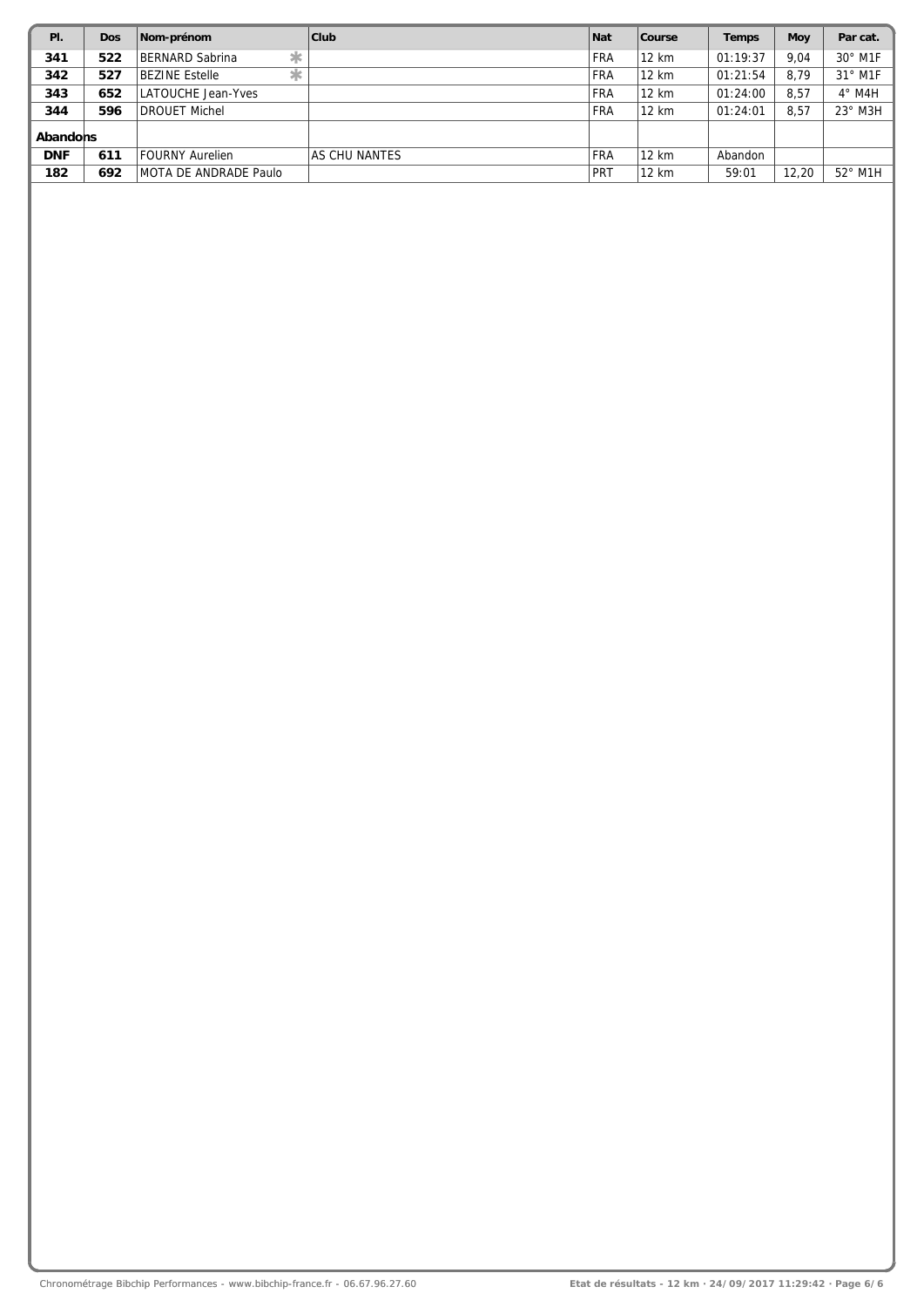| Pl. | Dos | Nom-prénom | Club | Nat | Course | Temps | Moy | Par cat. |
|---|---|---|---|---|---|---|---|---|
| **341** | **522** | BERNARD Sabrina * | | FRA | 12 km | 01:19:37 | 9,04 | 30° M1F |
| **342** | **527** | BEZINE Estelle * | | FRA | 12 km | 01:21:54 | 8,79 | 31° M1F |
| **343** | **652** | LATOUCHE Jean-Yves | | FRA | 12 km | 01:24:00 | 8,57 | 4° M4H |
| **344** | **596** | DROUET Michel | | FRA | 12 km | 01:24:01 | 8,57 | 23° M3H |
| **Abandons** | | | | | | | | |
| **DNF** | **611** | FOURNY Aurelien | AS CHU NANTES | FRA | 12 km | Abandon | | |
| **182** | **692** | MOTA DE ANDRADE Paulo | | PRT | 12 km | 59:01 | 12,20 | 52° M1H |